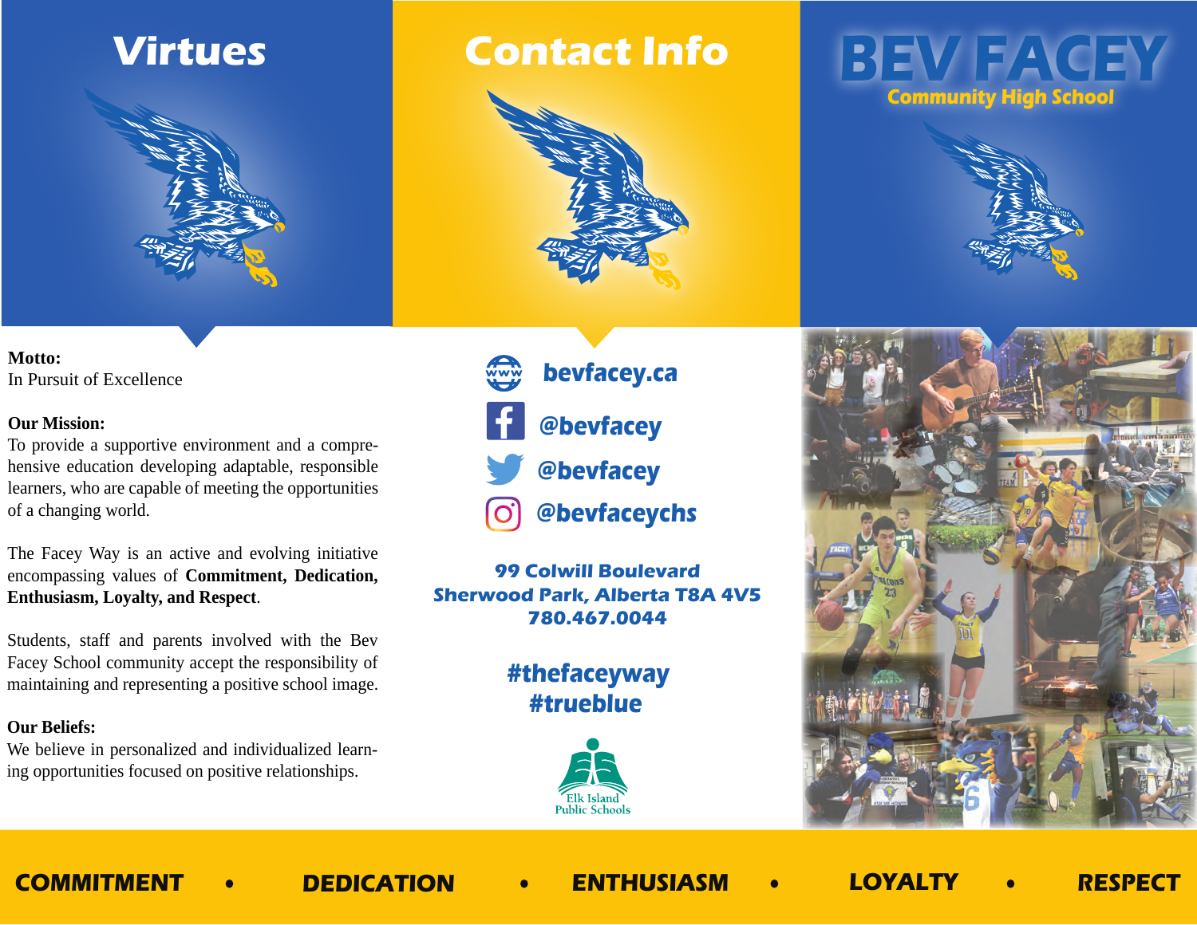# Virtues

**Motto:**
In Pursuit of Excellence

**Our Mission:**
To provide a supportive environment and a comprehensive education developing adaptable, responsible learners, who are capable of meeting the opportunities of a changing world.

The Facey Way is an active and evolving initiative encompassing values of **Commitment, Dedication, Enthusiasm, Loyalty, and Respect**.

Students, staff and parents involved with the Bev Facey School community accept the responsibility of maintaining and representing a positive school image.

**Our Beliefs:**
We believe in personalized and individualized learning opportunities focused on positive relationships.

# Contact Info

bevfacey.ca

@bevfacey

@bevfacey

@bevfaceychs

**99 Colwill Boulevard**
**Sherwood Park, Alberta T8A 4V5**
**780.467.0044**

**#thefaceyway**
**#trueblue**

Elk Island Public Schools

# BEV FACEY

## Community High School

**COMMITMENT • DEDICATION • ENTHUSIASM • LOYALTY • RESPECT**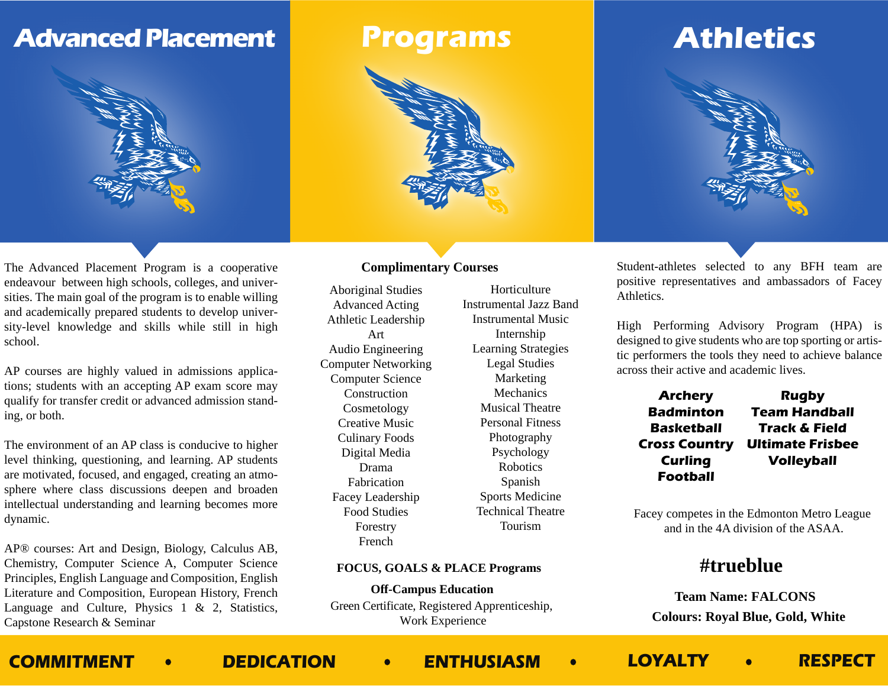# Advanced Placement

The Advanced Placement Program is a cooperative endeavour between high schools, colleges, and universities. The main goal of the program is to enable willing and academically prepared students to develop university-level knowledge and skills while still in high school.

AP courses are highly valued in admissions applications; students with an accepting AP exam score may qualify for transfer credit or advanced admission standing, or both.

The environment of an AP class is conducive to higher level thinking, questioning, and learning. AP students are motivated, focused, and engaged, creating an atmosphere where class discussions deepen and broaden intellectual understanding and learning becomes more dynamic.

AP® courses: Art and Design, Biology, Calculus AB, Chemistry, Computer Science A, Computer Science Principles, English Language and Composition, English Literature and Composition, European History, French Language and Culture, Physics 1 & 2, Statistics, Capstone Research & Seminar

# Programs

**Complimentary Courses**

Aboriginal Studies
Advanced Acting
Athletic Leadership
Art
Audio Engineering
Computer Networking
Computer Science
Construction
Cosmetology
Creative Music
Culinary Foods
Digital Media
Drama
Fabrication
Facey Leadership
Food Studies
Forestry
French
Horticulture
Instrumental Jazz Band
Instrumental Music
Internship
Learning Strategies
Legal Studies
Marketing
Mechanics
Musical Theatre
Personal Fitness
Photography
Psychology
Robotics
Spanish
Sports Medicine
Technical Theatre
Tourism

**FOCUS, GOALS & PLACE Programs**

**Off-Campus Education**

Green Certificate, Registered Apprenticeship, Work Experience

# Athletics

Student-athletes selected to any BFH team are positive representatives and ambassadors of Facey Athletics.

High Performing Advisory Program (HPA) is designed to give students who are top sporting or artistic performers the tools they need to achieve balance across their active and academic lives.

**Archery**
**Badminton**
**Basketball**
**Cross Country**
**Curling**
**Football**
**Rugby**
**Team Handball**
**Track & Field**
**Ultimate Frisbee**
**Volleyball**

Facey competes in the Edmonton Metro League and in the 4A division of the ASAA.

## #trueblue

**Team Name: FALCONS**

**Colours: Royal Blue, Gold, White**

**COMMITMENT • DEDICATION • ENTHUSIASM • LOYALTY • RESPECT**